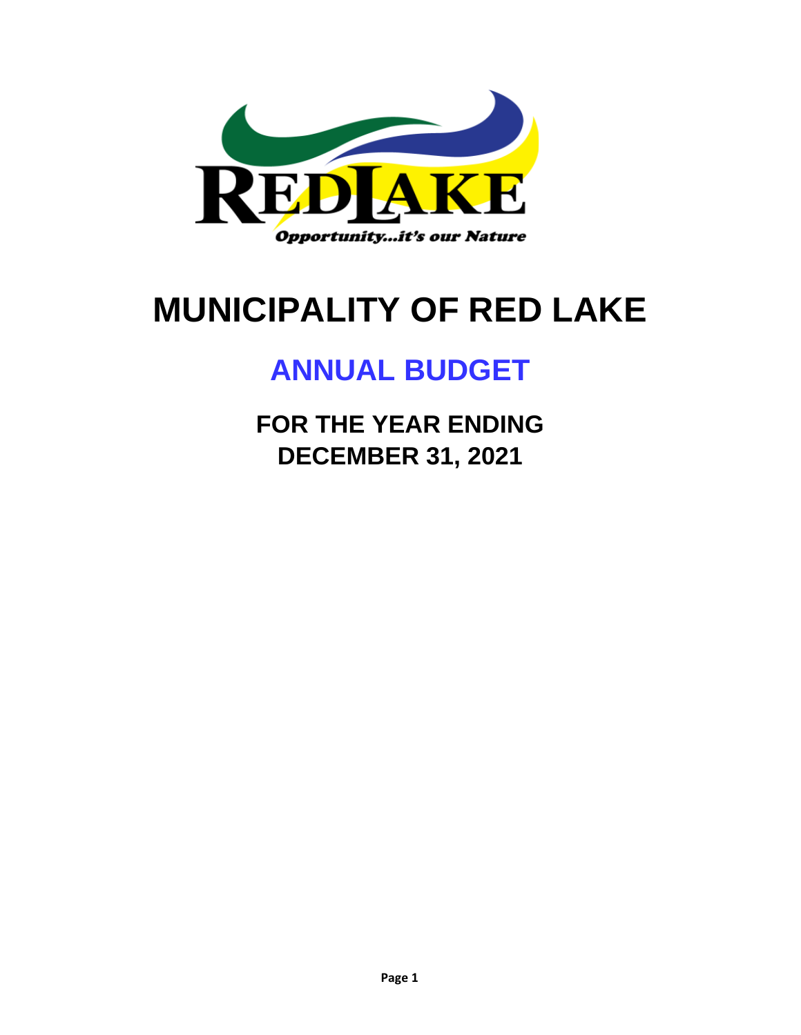RED LAKE

*Opportunity...it's our Nature*

# MUNICIPALITY OF RED LAKE

## ANNUAL BUDGET

### FOR THE YEAR ENDING DECEMBER 31, 2021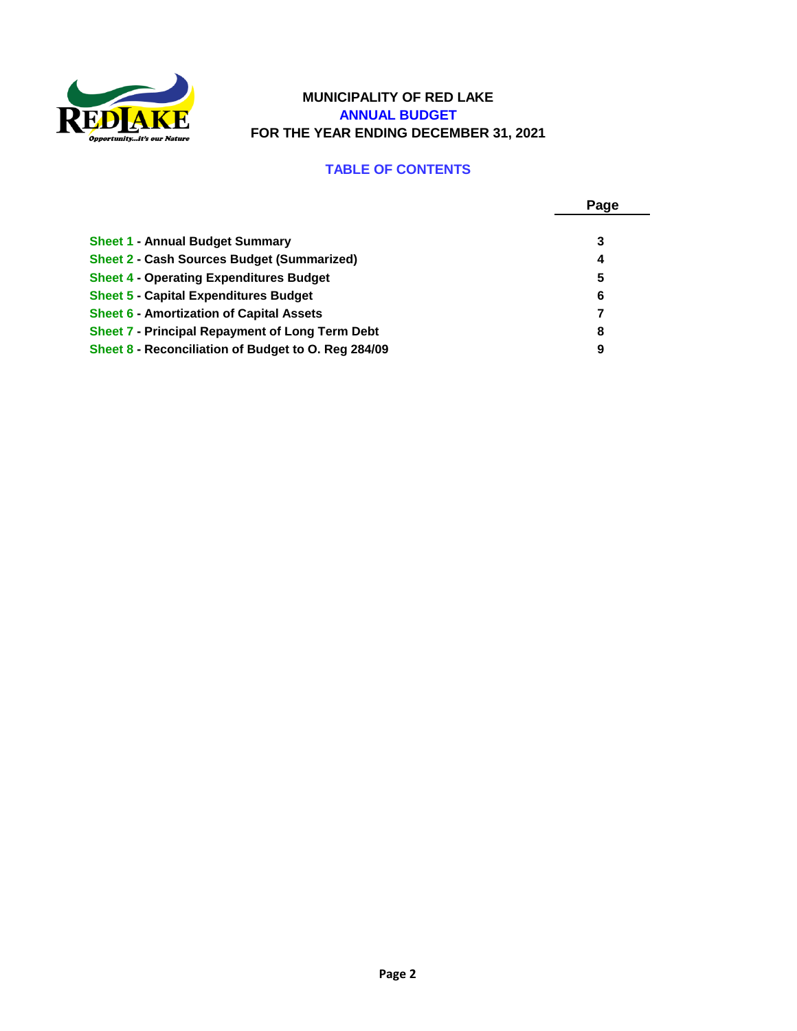**MUNICIPALITY OF RED LAKE**

**ANNUAL BUDGET**

**FOR THE YEAR ENDING DECEMBER 31, 2021**

## TABLE OF CONTENTS

| | Page |
|---|---|
| **Sheet 1 - Annual Budget Summary** | **3** |
| **Sheet 2 - Cash Sources Budget (Summarized)** | **4** |
| **Sheet 4 - Operating Expenditures Budget** | **5** |
| **Sheet 5 - Capital Expenditures Budget** | **6** |
| **Sheet 6 - Amortization of Capital Assets** | **7** |
| **Sheet 7 - Principal Repayment of Long Term Debt** | **8** |
| **Sheet 8 - Reconciliation of Budget to O. Reg 284/09** | **9** |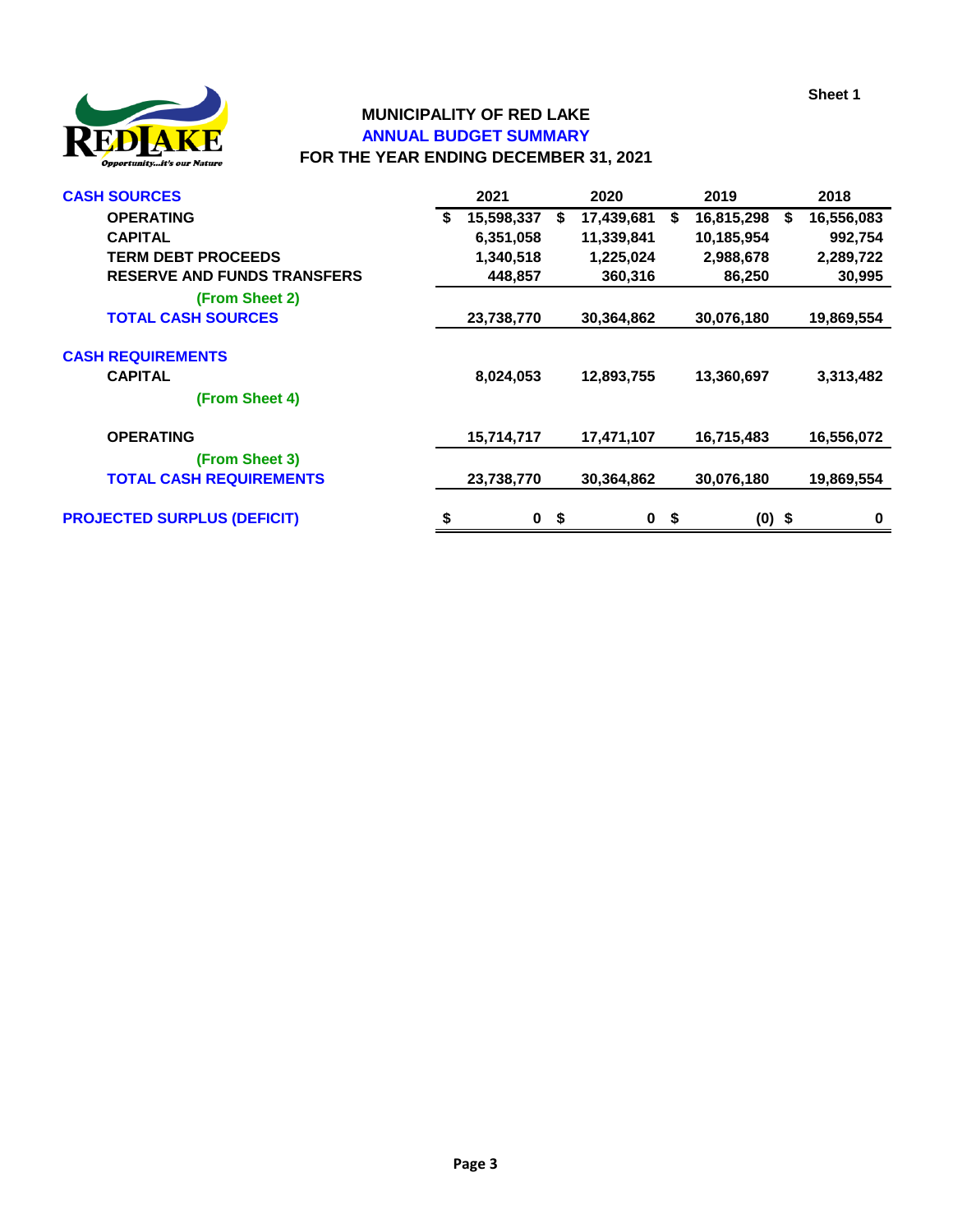Sheet 1

# MUNICIPALITY OF RED LAKE
## ANNUAL BUDGET SUMMARY
### FOR THE YEAR ENDING DECEMBER 31, 2021

| CASH SOURCES | 2021 | 2020 | 2019 | 2018 |
|---|---|---|---|---|
| OPERATING | $ 15,598,337 | $ 17,439,681 | $ 16,815,298 | $ 16,556,083 |
| CAPITAL | 6,351,058 | 11,339,841 | 10,185,954 | 992,754 |
| TERM DEBT PROCEEDS | 1,340,518 | 1,225,024 | 2,988,678 | 2,289,722 |
| RESERVE AND FUNDS TRANSFERS | 448,857 | 360,316 | 86,250 | 30,995 |
| (From Sheet 2) | | | | |
| TOTAL CASH SOURCES | 23,738,770 | 30,364,862 | 30,076,180 | 19,869,554 |
| | | | | |
| CASH REQUIREMENTS | | | | |
| CAPITAL | 8,024,053 | 12,893,755 | 13,360,697 | 3,313,482 |
| (From Sheet 4) | | | | |
| OPERATING | 15,714,717 | 17,471,107 | 16,715,483 | 16,556,072 |
| (From Sheet 3) | | | | |
| TOTAL CASH REQUIREMENTS | 23,738,770 | 30,364,862 | 30,076,180 | 19,869,554 |
| | | | | |
| PROJECTED SURPLUS (DEFICIT) | $ 0 | $ 0 | $ (0) | $ 0 |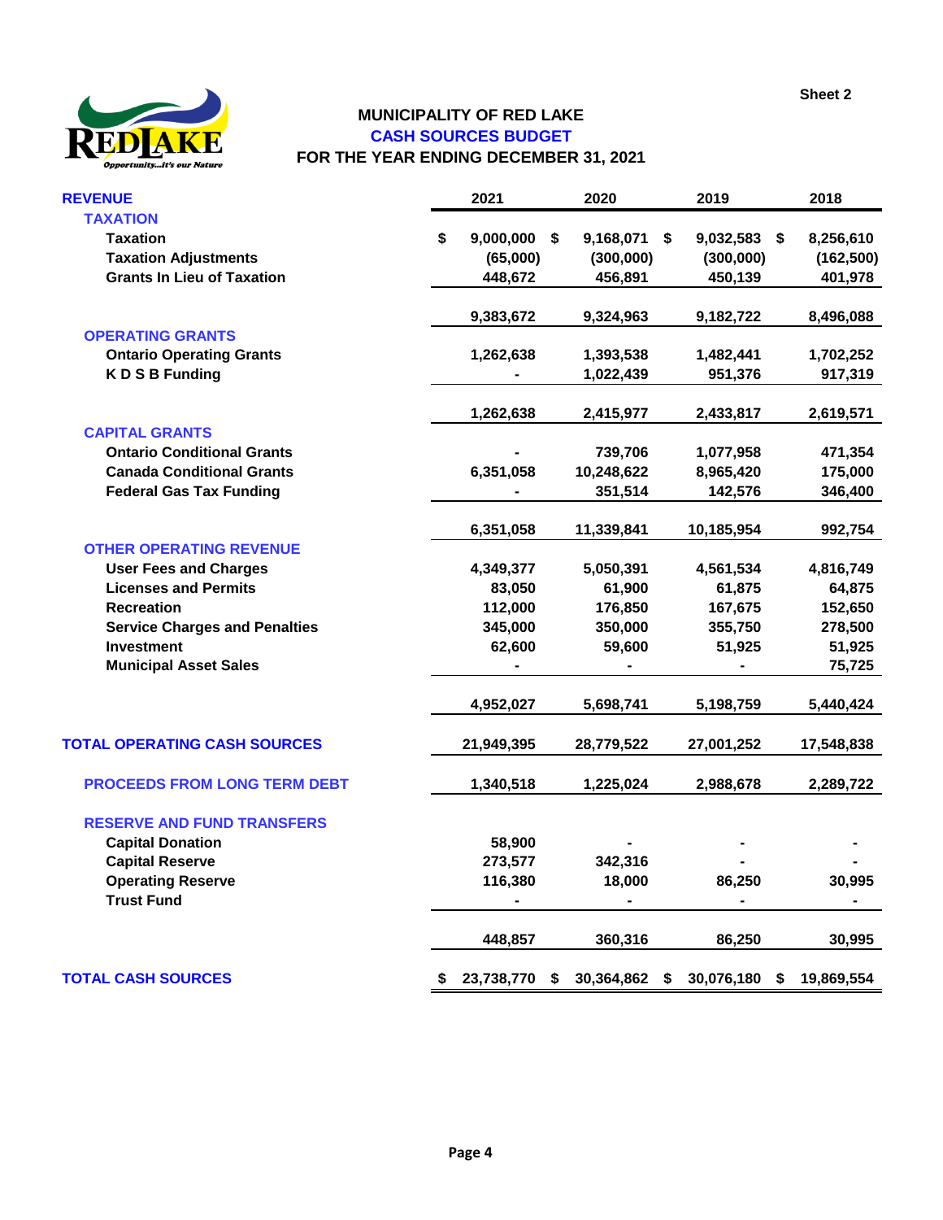Sheet 2

# MUNICIPALITY OF RED LAKE
## CASH SOURCES BUDGET
### FOR THE YEAR ENDING DECEMBER 31, 2021

| REVENUE | 2021 | 2020 | 2019 | 2018 |
|---|---|---|---|---|
| **TAXATION** | | | | |
| Taxation | $ 9,000,000 | $ 9,168,071 | $ 9,032,583 | $ 8,256,610 |
| Taxation Adjustments | (65,000) | (300,000) | (300,000) | (162,500) |
| Grants In Lieu of Taxation | 448,672 | 456,891 | 450,139 | 401,978 |
| | 9,383,672 | 9,324,963 | 9,182,722 | 8,496,088 |
| **OPERATING GRANTS** | | | | |
| Ontario Operating Grants | 1,262,638 | 1,393,538 | 1,482,441 | 1,702,252 |
| K D S B Funding | - | 1,022,439 | 951,376 | 917,319 |
| | 1,262,638 | 2,415,977 | 2,433,817 | 2,619,571 |
| **CAPITAL GRANTS** | | | | |
| Ontario Conditional Grants | - | 739,706 | 1,077,958 | 471,354 |
| Canada Conditional Grants | 6,351,058 | 10,248,622 | 8,965,420 | 175,000 |
| Federal Gas Tax Funding | - | 351,514 | 142,576 | 346,400 |
| | 6,351,058 | 11,339,841 | 10,185,954 | 992,754 |
| **OTHER OPERATING REVENUE** | | | | |
| User Fees and Charges | 4,349,377 | 5,050,391 | 4,561,534 | 4,816,749 |
| Licenses and Permits | 83,050 | 61,900 | 61,875 | 64,875 |
| Recreation | 112,000 | 176,850 | 167,675 | 152,650 |
| Service Charges and Penalties | 345,000 | 350,000 | 355,750 | 278,500 |
| Investment | 62,600 | 59,600 | 51,925 | 51,925 |
| Municipal Asset Sales | - | - | - | 75,725 |
| | 4,952,027 | 5,698,741 | 5,198,759 | 5,440,424 |
| **TOTAL OPERATING CASH SOURCES** | 21,949,395 | 28,779,522 | 27,001,252 | 17,548,838 |
| **PROCEEDS FROM LONG TERM DEBT** | 1,340,518 | 1,225,024 | 2,988,678 | 2,289,722 |
| **RESERVE AND FUND TRANSFERS** | | | | |
| Capital Donation | 58,900 | - | - | - |
| Capital Reserve | 273,577 | 342,316 | - | - |
| Operating Reserve | 116,380 | 18,000 | 86,250 | 30,995 |
| Trust Fund | - | - | - | - |
| | 448,857 | 360,316 | 86,250 | 30,995 |
| **TOTAL CASH SOURCES** | $ 23,738,770 | $ 30,364,862 | $ 30,076,180 | $ 19,869,554 |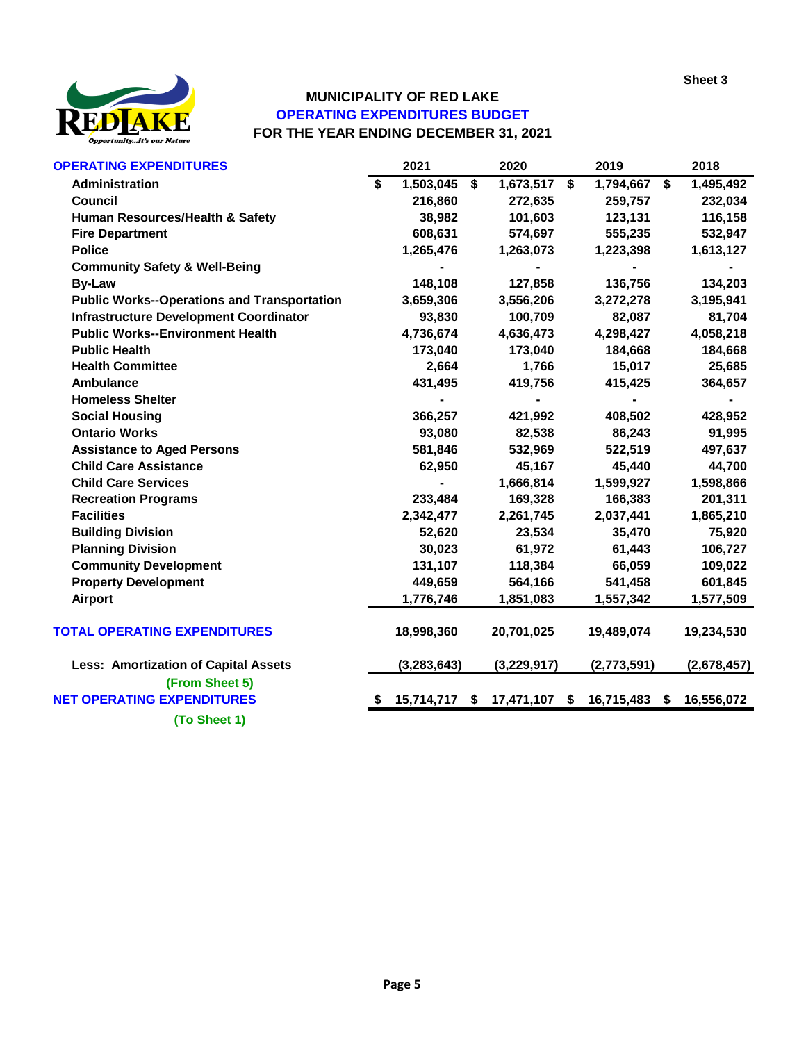Sheet 3

# MUNICIPALITY OF RED LAKE
## OPERATING EXPENDITURES BUDGET
### FOR THE YEAR ENDING DECEMBER 31, 2021

| OPERATING EXPENDITURES | 2021 | 2020 | 2019 | 2018 |
|---|---|---|---|---|
| Administration | $ 1,503,045 | $ 1,673,517 | $ 1,794,667 | $ 1,495,492 |
| Council | 216,860 | 272,635 | 259,757 | 232,034 |
| Human Resources/Health & Safety | 38,982 | 101,603 | 123,131 | 116,158 |
| Fire Department | 608,631 | 574,697 | 555,235 | 532,947 |
| Police | 1,265,476 | 1,263,073 | 1,223,398 | 1,613,127 |
| Community Safety & Well-Being | - | - | - | - |
| By-Law | 148,108 | 127,858 | 136,756 | 134,203 |
| Public Works--Operations and Transportation | 3,659,306 | 3,556,206 | 3,272,278 | 3,195,941 |
| Infrastructure Development Coordinator | 93,830 | 100,709 | 82,087 | 81,704 |
| Public Works--Environment Health | 4,736,674 | 4,636,473 | 4,298,427 | 4,058,218 |
| Public Health | 173,040 | 173,040 | 184,668 | 184,668 |
| Health Committee | 2,664 | 1,766 | 15,017 | 25,685 |
| Ambulance | 431,495 | 419,756 | 415,425 | 364,657 |
| Homeless Shelter | - | - | - | - |
| Social Housing | 366,257 | 421,992 | 408,502 | 428,952 |
| Ontario Works | 93,080 | 82,538 | 86,243 | 91,995 |
| Assistance to Aged Persons | 581,846 | 532,969 | 522,519 | 497,637 |
| Child Care Assistance | 62,950 | 45,167 | 45,440 | 44,700 |
| Child Care Services | - | 1,666,814 | 1,599,927 | 1,598,866 |
| Recreation Programs | 233,484 | 169,328 | 166,383 | 201,311 |
| Facilities | 2,342,477 | 2,261,745 | 2,037,441 | 1,865,210 |
| Building Division | 52,620 | 23,534 | 35,470 | 75,920 |
| Planning Division | 30,023 | 61,972 | 61,443 | 106,727 |
| Community Development | 131,107 | 118,384 | 66,059 | 109,022 |
| Property Development | 449,659 | 564,166 | 541,458 | 601,845 |
| Airport | 1,776,746 | 1,851,083 | 1,557,342 | 1,577,509 |
| **TOTAL OPERATING EXPENDITURES** | 18,998,360 | 20,701,025 | 19,489,074 | 19,234,530 |
| Less: Amortization of Capital Assets (From Sheet 5) | (3,283,643) | (3,229,917) | (2,773,591) | (2,678,457) |
| **NET OPERATING EXPENDITURES** (To Sheet 1) | $ 15,714,717 | $ 17,471,107 | $ 16,715,483 | $ 16,556,072 |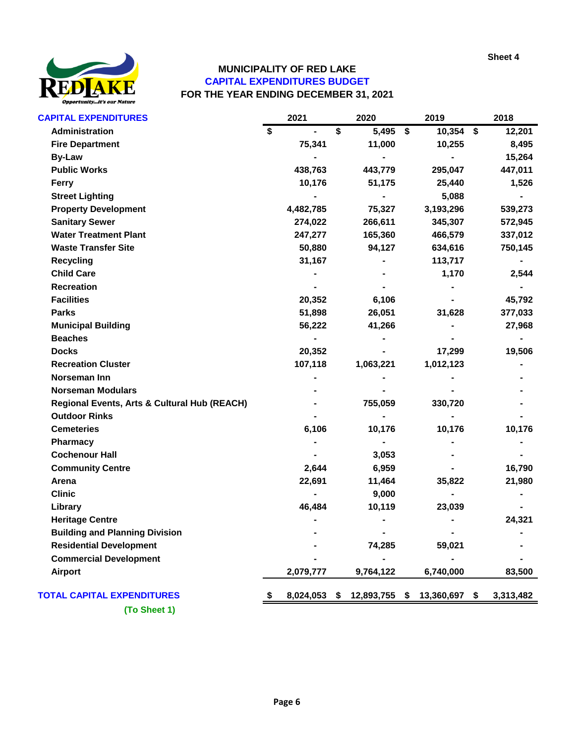Sheet 4

# MUNICIPALITY OF RED LAKE
## CAPITAL EXPENDITURES BUDGET
## FOR THE YEAR ENDING DECEMBER 31, 2021

| CAPITAL EXPENDITURES | 2021 | 2020 | 2019 | 2018 |
|---|---|---|---|---|
| Administration | $ - | $ 5,495 | $ 10,354 | $ 12,201 |
| Fire Department | 75,341 | 11,000 | 10,255 | 8,495 |
| By-Law | - | - | - | 15,264 |
| Public Works | 438,763 | 443,779 | 295,047 | 447,011 |
| Ferry | 10,176 | 51,175 | 25,440 | 1,526 |
| Street Lighting | - | - | 5,088 | - |
| Property Development | 4,482,785 | 75,327 | 3,193,296 | 539,273 |
| Sanitary Sewer | 274,022 | 266,611 | 345,307 | 572,945 |
| Water Treatment Plant | 247,277 | 165,360 | 466,579 | 337,012 |
| Waste Transfer Site | 50,880 | 94,127 | 634,616 | 750,145 |
| Recycling | 31,167 | - | 113,717 | - |
| Child Care | - | - | 1,170 | 2,544 |
| Recreation | - | - | - | - |
| Facilities | 20,352 | 6,106 | - | 45,792 |
| Parks | 51,898 | 26,051 | 31,628 | 377,033 |
| Municipal Building | 56,222 | 41,266 | - | 27,968 |
| Beaches | - | - | - | - |
| Docks | 20,352 | - | 17,299 | 19,506 |
| Recreation Cluster | 107,118 | 1,063,221 | 1,012,123 | - |
| Norseman Inn | - | - | - | - |
| Norseman Modulars | - | - | - | - |
| Regional Events, Arts & Cultural Hub (REACH) | - | 755,059 | 330,720 | - |
| Outdoor Rinks | - | - | - | - |
| Cemeteries | 6,106 | 10,176 | 10,176 | 10,176 |
| Pharmacy | - | - | - | - |
| Cochenour Hall | - | 3,053 | - | - |
| Community Centre | 2,644 | 6,959 | - | 16,790 |
| Arena | 22,691 | 11,464 | 35,822 | 21,980 |
| Clinic | - | 9,000 | - | - |
| Library | 46,484 | 10,119 | 23,039 | - |
| Heritage Centre | - | - | - | 24,321 |
| Building and Planning Division | - | - | - | - |
| Residential Development | - | 74,285 | 59,021 | - |
| Commercial Development | - | - | - | - |
| Airport | 2,079,777 | 9,764,122 | 6,740,000 | 83,500 |
| **TOTAL CAPITAL EXPENDITURES** | $ 8,024,053 | $ 12,893,755 | $ 13,360,697 | $ 3,313,482 |

(To Sheet 1)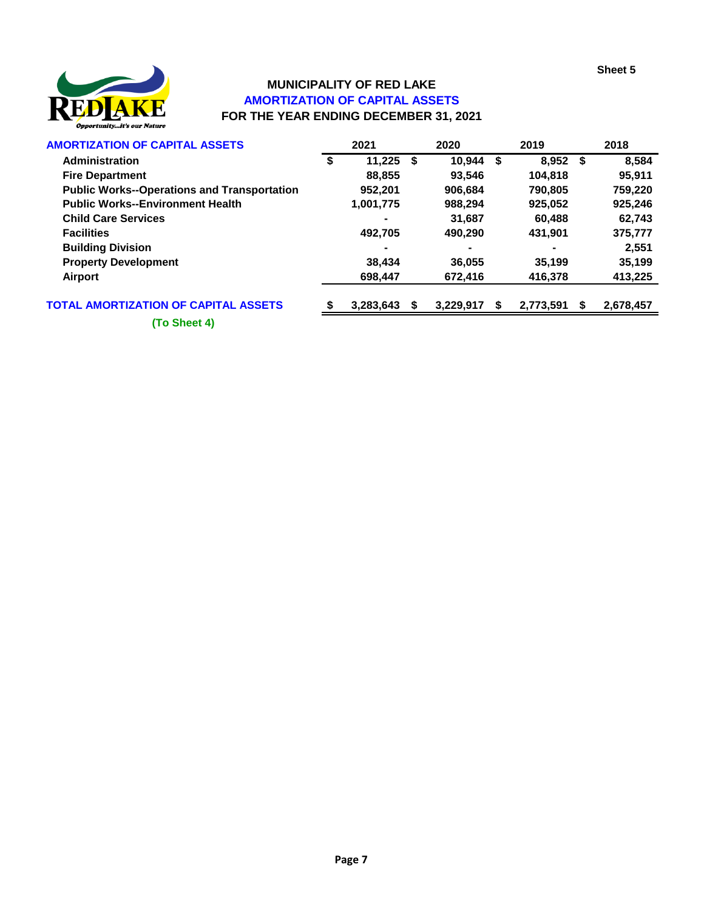Sheet 5

# MUNICIPALITY OF RED LAKE
## AMORTIZATION OF CAPITAL ASSETS
### FOR THE YEAR ENDING DECEMBER 31, 2021

| AMORTIZATION OF CAPITAL ASSETS | 2021 | 2020 | 2019 | 2018 |
|---|---|---|---|---|
| Administration | $ 11,225 | $ 10,944 | $ 8,952 | $ 8,584 |
| Fire Department | 88,855 | 93,546 | 104,818 | 95,911 |
| Public Works--Operations and Transportation | 952,201 | 906,684 | 790,805 | 759,220 |
| Public Works--Environment Health | 1,001,775 | 988,294 | 925,052 | 925,246 |
| Child Care Services | - | 31,687 | 60,488 | 62,743 |
| Facilities | 492,705 | 490,290 | 431,901 | 375,777 |
| Building Division | - | - | - | 2,551 |
| Property Development | 38,434 | 36,055 | 35,199 | 35,199 |
| Airport | 698,447 | 672,416 | 416,378 | 413,225 |
| **TOTAL AMORTIZATION OF CAPITAL ASSETS** | $ 3,283,643 | $ 3,229,917 | $ 2,773,591 | $ 2,678,457 |

(To Sheet 4)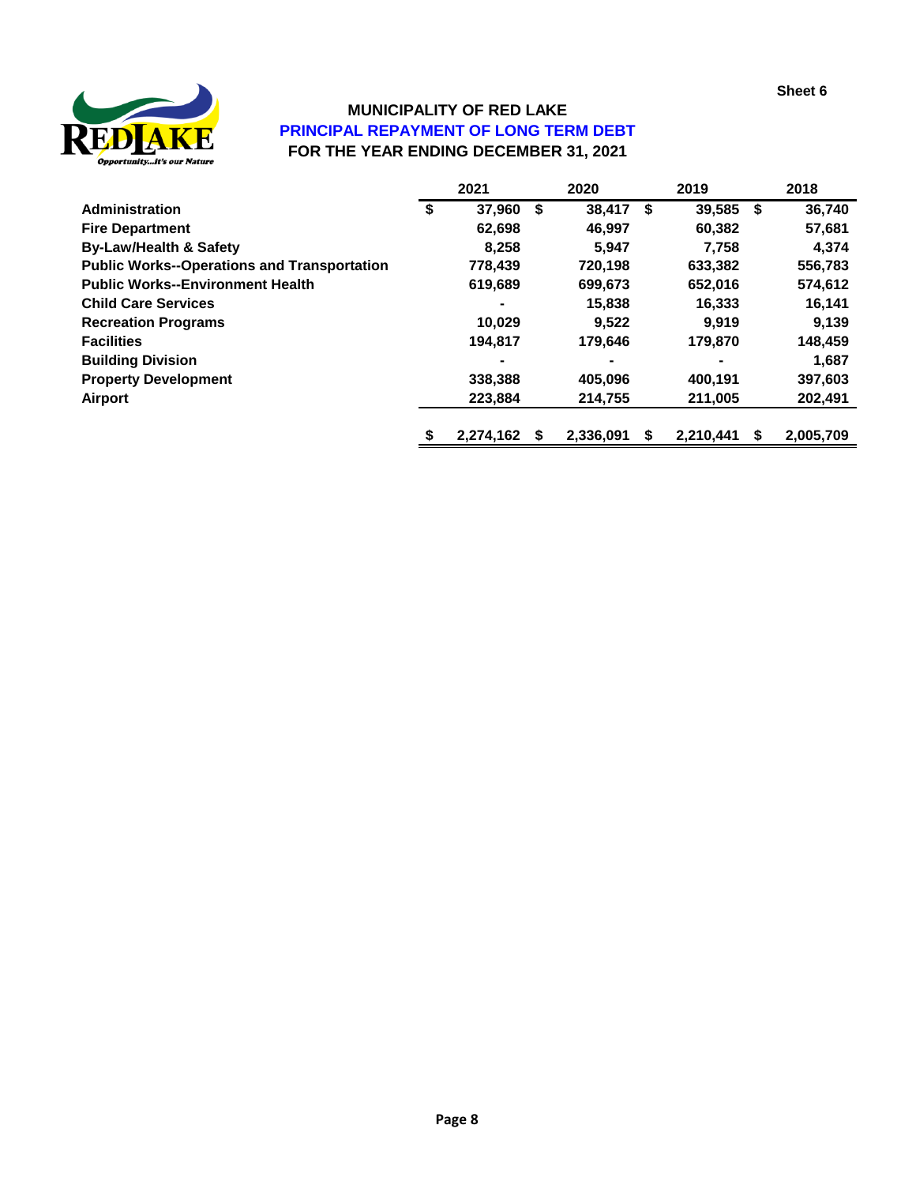Sheet 6

# MUNICIPALITY OF RED LAKE
## PRINCIPAL REPAYMENT OF LONG TERM DEBT
### FOR THE YEAR ENDING DECEMBER 31, 2021

| | 2021 | 2020 | 2019 | 2018 |
|---|---|---|---|---|
| **Administration** | $ 37,960 | $ 38,417 | $ 39,585 | $ 36,740 |
| **Fire Department** | 62,698 | 46,997 | 60,382 | 57,681 |
| **By-Law/Health & Safety** | 8,258 | 5,947 | 7,758 | 4,374 |
| **Public Works--Operations and Transportation** | 778,439 | 720,198 | 633,382 | 556,783 |
| **Public Works--Environment Health** | 619,689 | 699,673 | 652,016 | 574,612 |
| **Child Care Services** | - | 15,838 | 16,333 | 16,141 |
| **Recreation Programs** | 10,029 | 9,522 | 9,919 | 9,139 |
| **Facilities** | 194,817 | 179,646 | 179,870 | 148,459 |
| **Building Division** | - | - | - | 1,687 |
| **Property Development** | 338,388 | 405,096 | 400,191 | 397,603 |
| **Airport** | 223,884 | 214,755 | 211,005 | 202,491 |
| | $ 2,274,162 | $ 2,336,091 | $ 2,210,441 | $ 2,005,709 |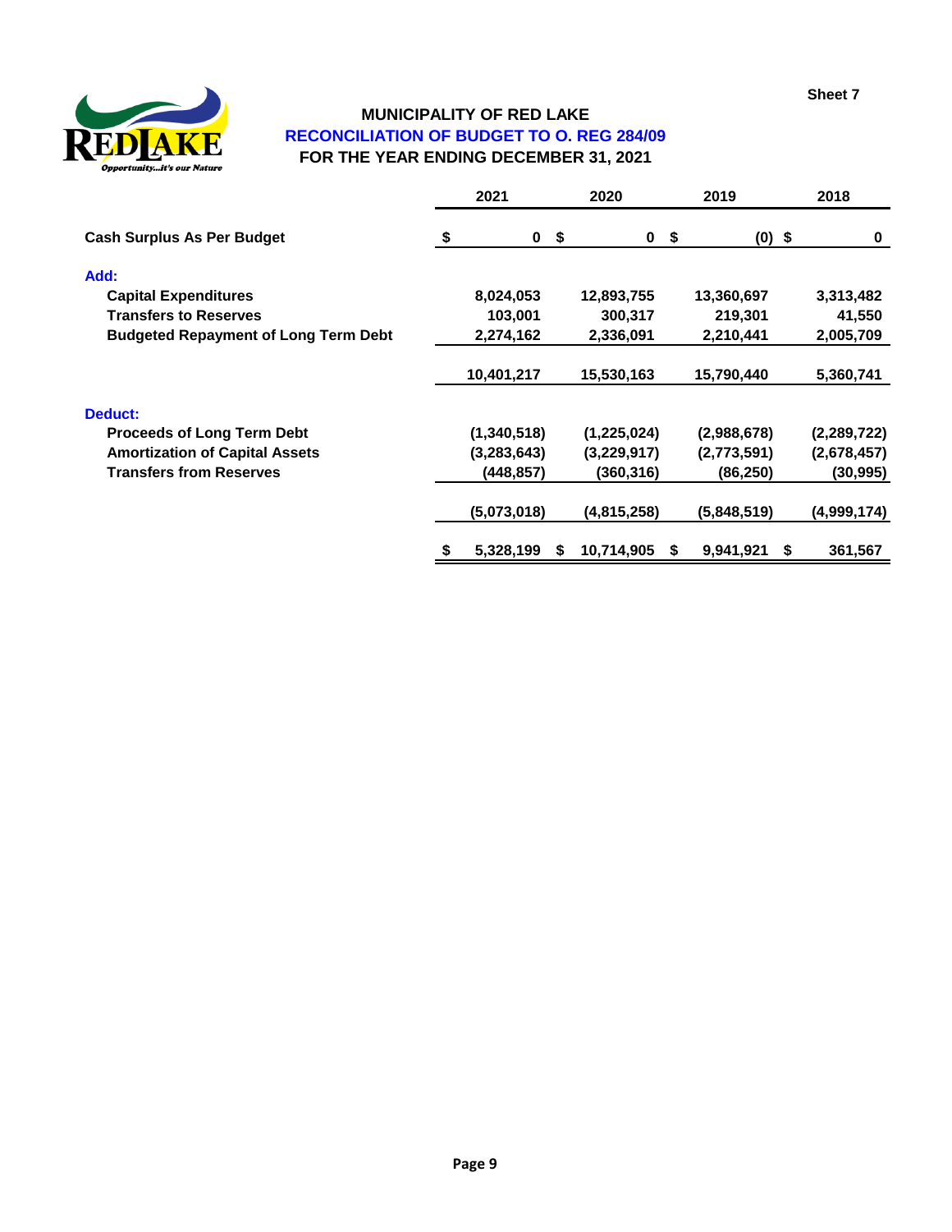Sheet 7

# MUNICIPALITY OF RED LAKE
## RECONCILIATION OF BUDGET TO O. REG 284/09
### FOR THE YEAR ENDING DECEMBER 31, 2021

| | 2021 | 2020 | 2019 | 2018 |
|---|---|---|---|---|
| **Cash Surplus As Per Budget** | $ 0 | $ 0 | $ (0) | $ 0 |
| **Add:** | | | | |
| **Capital Expenditures** | 8,024,053 | 12,893,755 | 13,360,697 | 3,313,482 |
| **Transfers to Reserves** | 103,001 | 300,317 | 219,301 | 41,550 |
| **Budgeted Repayment of Long Term Debt** | 2,274,162 | 2,336,091 | 2,210,441 | 2,005,709 |
| | 10,401,217 | 15,530,163 | 15,790,440 | 5,360,741 |
| **Deduct:** | | | | |
| **Proceeds of Long Term Debt** | (1,340,518) | (1,225,024) | (2,988,678) | (2,289,722) |
| **Amortization of Capital Assets** | (3,283,643) | (3,229,917) | (2,773,591) | (2,678,457) |
| **Transfers from Reserves** | (448,857) | (360,316) | (86,250) | (30,995) |
| | (5,073,018) | (4,815,258) | (5,848,519) | (4,999,174) |
| | $ 5,328,199 | $ 10,714,905 | $ 9,941,921 | $ 361,567 |